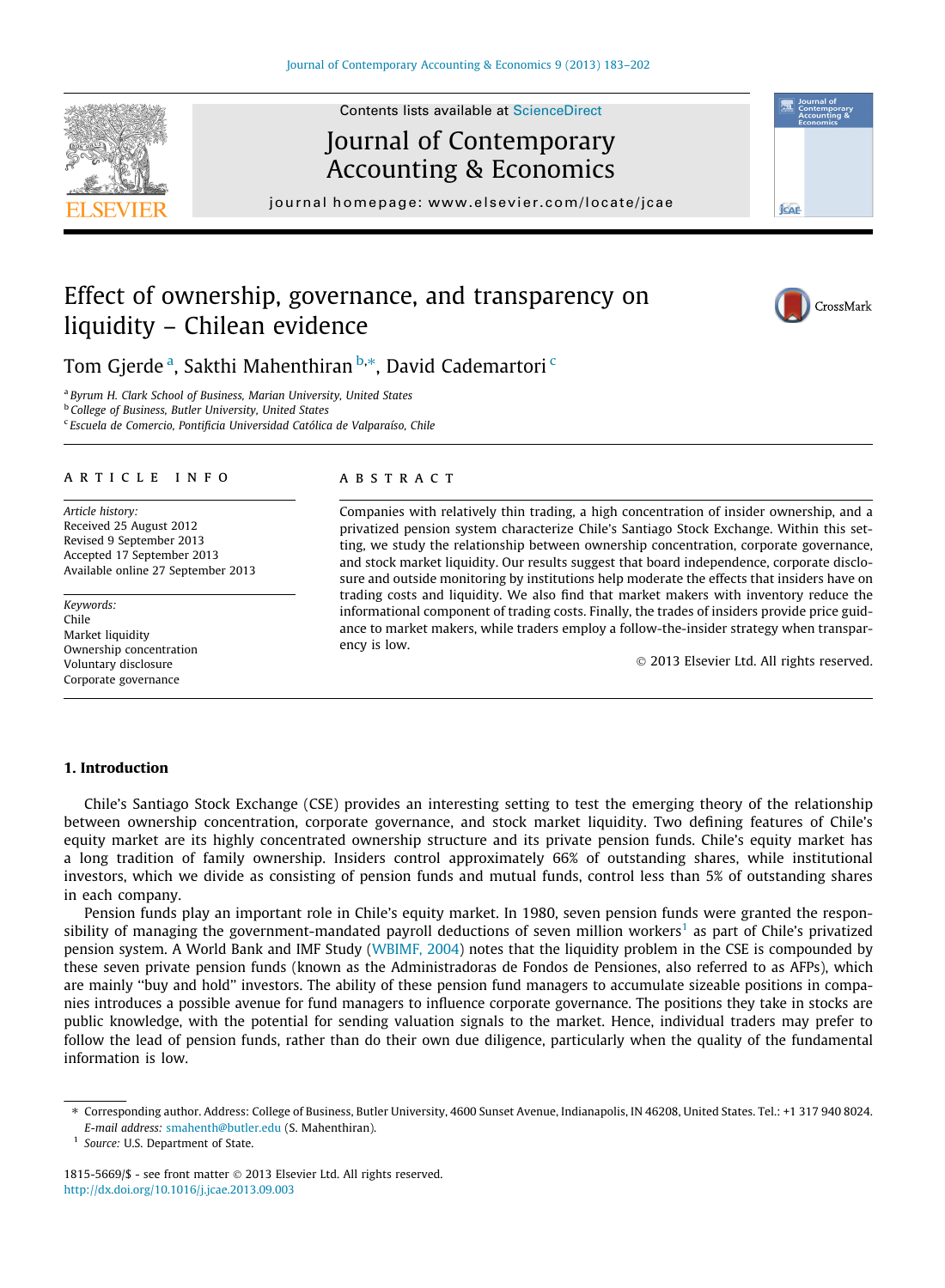# Effect of ownership, governance, and transparency on liquidity – Chilean evidence

Tom Gjerde [a], Sakthi Mahenthiran [b,*], David Cademartori [c]

[a] Byrum H. Clark School of Business, Marian University, United States
[b] College of Business, Butler University, United States
[c] Escuela de Comercio, Pontificia Universidad Católica de Valparaíso, Chile

## ARTICLE INFO

*Article history:*
Received 25 August 2012
Revised 9 September 2013
Accepted 17 September 2013
Available online 27 September 2013

*Keywords:*
Chile
Market liquidity
Ownership concentration
Voluntary disclosure
Corporate governance

## ABSTRACT

Companies with relatively thin trading, a high concentration of insider ownership, and a privatized pension system characterize Chile's Santiago Stock Exchange. Within this setting, we study the relationship between ownership concentration, corporate governance, and stock market liquidity. Our results suggest that board independence, corporate disclosure and outside monitoring by institutions help moderate the effects that insiders have on trading costs and liquidity. We also find that market makers with inventory reduce the informational component of trading costs. Finally, the trades of insiders provide price guidance to market makers, while traders employ a follow-the-insider strategy when transparency is low.

© 2013 Elsevier Ltd. All rights reserved.

## 1. Introduction

Chile's Santiago Stock Exchange (CSE) provides an interesting setting to test the emerging theory of the relationship between ownership concentration, corporate governance, and stock market liquidity. Two defining features of Chile's equity market are its highly concentrated ownership structure and its private pension funds. Chile's equity market has a long tradition of family ownership. Insiders control approximately 66% of outstanding shares, while institutional investors, which we divide as consisting of pension funds and mutual funds, control less than 5% of outstanding shares in each company.

Pension funds play an important role in Chile's equity market. In 1980, seven pension funds were granted the responsibility of managing the government-mandated payroll deductions of seven million workers[1] as part of Chile's privatized pension system. A World Bank and IMF Study (WBIMF, 2004) notes that the liquidity problem in the CSE is compounded by these seven private pension funds (known as the Administradoras de Fondos de Pensiones, also referred to as AFPs), which are mainly "buy and hold" investors. The ability of these pension fund managers to accumulate sizeable positions in companies introduces a possible avenue for fund managers to influence corporate governance. The positions they take in stocks are public knowledge, with the potential for sending valuation signals to the market. Hence, individual traders may prefer to follow the lead of pension funds, rather than do their own due diligence, particularly when the quality of the fundamental information is low.

* Corresponding author. Address: College of Business, Butler University, 4600 Sunset Avenue, Indianapolis, IN 46208, United States. Tel.: +1 317 940 8024. *E-mail address:* smahenth@butler.edu (S. Mahenthiran).

[1] *Source:* U.S. Department of State.

1815-5669/$ - see front matter © 2013 Elsevier Ltd. All rights reserved.
http://dx.doi.org/10.1016/j.jcae.2013.09.003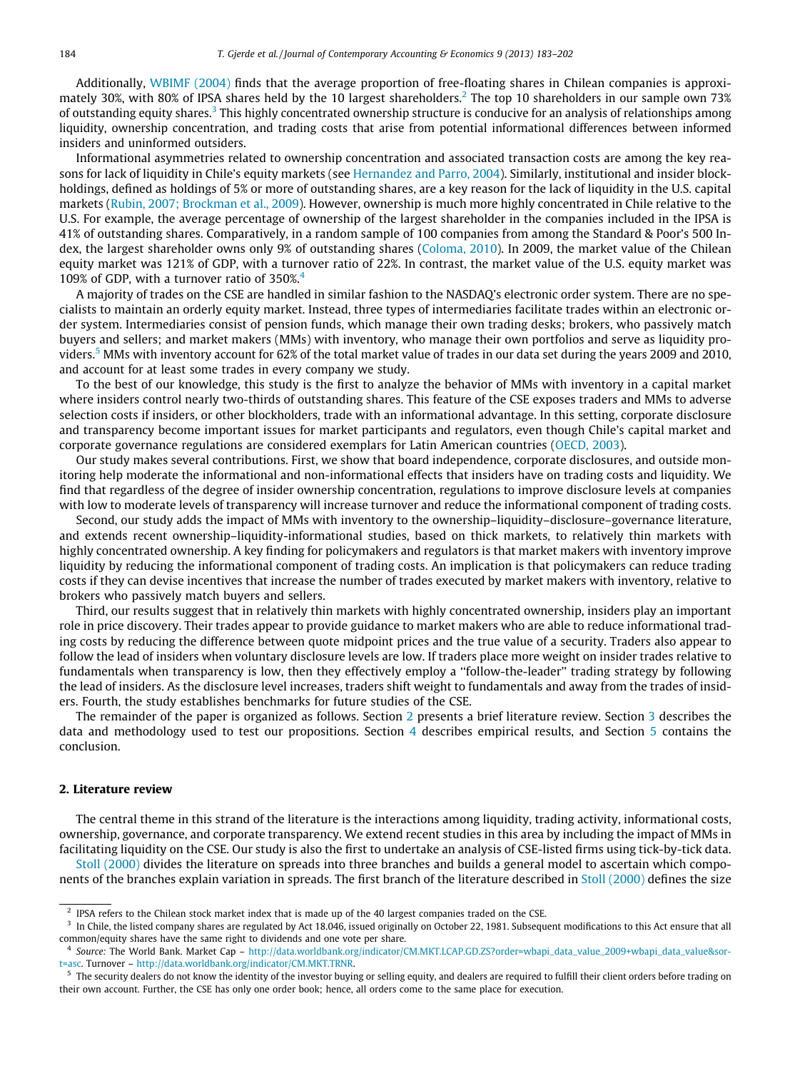Additionally, WBIMF (2004) finds that the average proportion of free-floating shares in Chilean companies is approximately 30%, with 80% of IPSA shares held by the 10 largest shareholders.[2] The top 10 shareholders in our sample own 73% of outstanding equity shares.[3] This highly concentrated ownership structure is conducive for an analysis of relationships among liquidity, ownership concentration, and trading costs that arise from potential informational differences between informed insiders and uninformed outsiders.

Informational asymmetries related to ownership concentration and associated transaction costs are among the key reasons for lack of liquidity in Chile's equity markets (see Hernandez and Parro, 2004). Similarly, institutional and insider blockholdings, defined as holdings of 5% or more of outstanding shares, are a key reason for the lack of liquidity in the U.S. capital markets (Rubin, 2007; Brockman et al., 2009). However, ownership is much more highly concentrated in Chile relative to the U.S. For example, the average percentage of ownership of the largest shareholder in the companies included in the IPSA is 41% of outstanding shares. Comparatively, in a random sample of 100 companies from among the Standard & Poor's 500 Index, the largest shareholder owns only 9% of outstanding shares (Coloma, 2010). In 2009, the market value of the Chilean equity market was 121% of GDP, with a turnover ratio of 22%. In contrast, the market value of the U.S. equity market was 109% of GDP, with a turnover ratio of 350%.[4]

A majority of trades on the CSE are handled in similar fashion to the NASDAQ's electronic order system. There are no specialists to maintain an orderly equity market. Instead, three types of intermediaries facilitate trades within an electronic order system. Intermediaries consist of pension funds, which manage their own trading desks; brokers, who passively match buyers and sellers; and market makers (MMs) with inventory, who manage their own portfolios and serve as liquidity providers.[5] MMs with inventory account for 62% of the total market value of trades in our data set during the years 2009 and 2010, and account for at least some trades in every company we study.

To the best of our knowledge, this study is the first to analyze the behavior of MMs with inventory in a capital market where insiders control nearly two-thirds of outstanding shares. This feature of the CSE exposes traders and MMs to adverse selection costs if insiders, or other blockholders, trade with an informational advantage. In this setting, corporate disclosure and transparency become important issues for market participants and regulators, even though Chile's capital market and corporate governance regulations are considered exemplars for Latin American countries (OECD, 2003).

Our study makes several contributions. First, we show that board independence, corporate disclosures, and outside monitoring help moderate the informational and non-informational effects that insiders have on trading costs and liquidity. We find that regardless of the degree of insider ownership concentration, regulations to improve disclosure levels at companies with low to moderate levels of transparency will increase turnover and reduce the informational component of trading costs.

Second, our study adds the impact of MMs with inventory to the ownership–liquidity–disclosure–governance literature, and extends recent ownership–liquidity-informational studies, based on thick markets, to relatively thin markets with highly concentrated ownership. A key finding for policymakers and regulators is that market makers with inventory improve liquidity by reducing the informational component of trading costs. An implication is that policymakers can reduce trading costs if they can devise incentives that increase the number of trades executed by market makers with inventory, relative to brokers who passively match buyers and sellers.

Third, our results suggest that in relatively thin markets with highly concentrated ownership, insiders play an important role in price discovery. Their trades appear to provide guidance to market makers who are able to reduce informational trading costs by reducing the difference between quote midpoint prices and the true value of a security. Traders also appear to follow the lead of insiders when voluntary disclosure levels are low. If traders place more weight on insider trades relative to fundamentals when transparency is low, then they effectively employ a "follow-the-leader" trading strategy by following the lead of insiders. As the disclosure level increases, traders shift weight to fundamentals and away from the trades of insiders. Fourth, the study establishes benchmarks for future studies of the CSE.

The remainder of the paper is organized as follows. Section 2 presents a brief literature review. Section 3 describes the data and methodology used to test our propositions. Section 4 describes empirical results, and Section 5 contains the conclusion.

## 2. Literature review

The central theme in this strand of the literature is the interactions among liquidity, trading activity, informational costs, ownership, governance, and corporate transparency. We extend recent studies in this area by including the impact of MMs in facilitating liquidity on the CSE. Our study is also the first to undertake an analysis of CSE-listed firms using tick-by-tick data.

Stoll (2000) divides the literature on spreads into three branches and builds a general model to ascertain which components of the branches explain variation in spreads. The first branch of the literature described in Stoll (2000) defines the size

---

[2] IPSA refers to the Chilean stock market index that is made up of the 40 largest companies traded on the CSE.

[3] In Chile, the listed company shares are regulated by Act 18.046, issued originally on October 22, 1981. Subsequent modifications to this Act ensure that all common/equity shares have the same right to dividends and one vote per share.

[4] *Source:* The World Bank. Market Cap – http://data.worldbank.org/indicator/CM.MKT.LCAP.GD.ZS?order=wbapi_data_value_2009+wbapi_data_value&sort=asc. Turnover – http://data.worldbank.org/indicator/CM.MKT.TRNR.

[5] The security dealers do not know the identity of the investor buying or selling equity, and dealers are required to fulfill their client orders before trading on their own account. Further, the CSE has only one order book; hence, all orders come to the same place for execution.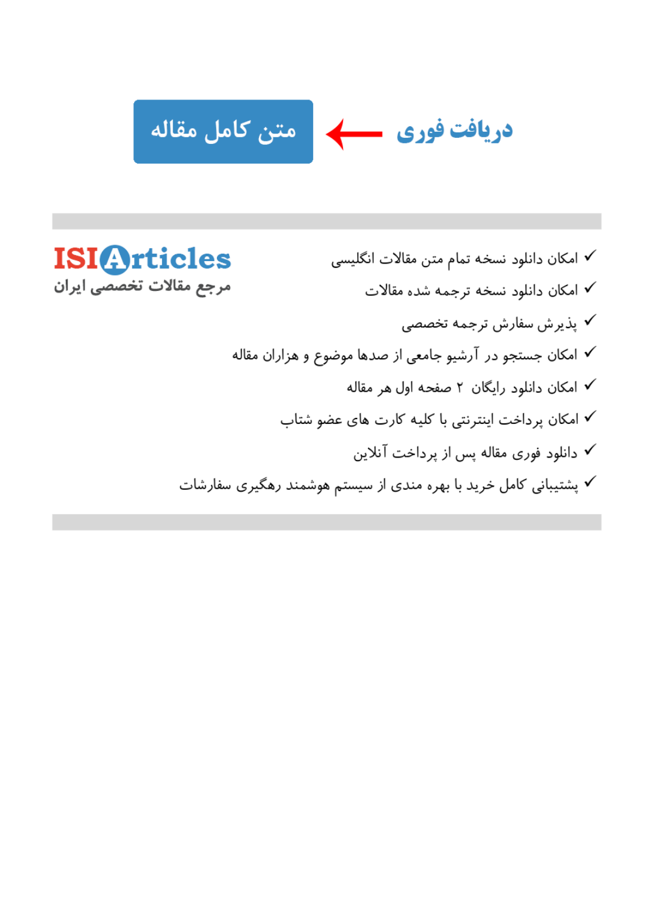متن کامل مقاله ← دریافت فوری

**ISIArticles**
مرجع مقالات تخصصی ایران

- ✓ امکان دانلود نسخه تمام متن مقالات انگلیسی
- ✓ امکان دانلود نسخه ترجمه شده مقالات
- ✓ پذیرش سفارش ترجمه تخصصی
- ✓ امکان جستجو در آرشیو جامعی از صدها موضوع و هزاران مقاله
- ✓ امکان دانلود رایگان ۲ صفحه اول هر مقاله
- ✓ امکان پرداخت اینترنتی با کلیه کارت های عضو شتاب
- ✓ دانلود فوری مقاله پس از پرداخت آنلاین
- ✓ پشتیبانی کامل خرید با بهره مندی از سیستم هوشمند رهگیری سفارشات